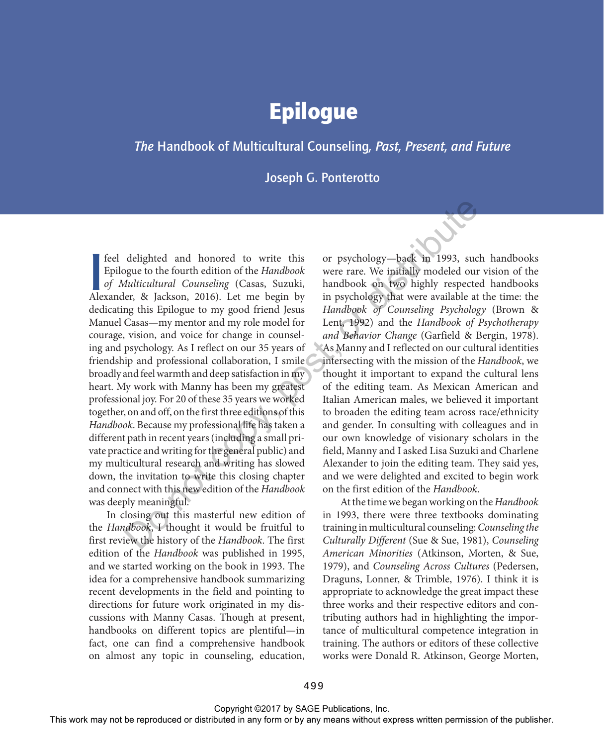# Epilogue

## *The* Handbook of Multicultural Counseling*, Past, Present, and Future*

**Joseph G. Ponterotto**

I feel delighted and honored to write this Epilogue to the fourth edition of the *Handbook of Multicultural Counseling* (Casas, Suzuki, Alexander, & Jackson, 2016). Let me begin by dedicating this Epilogue to my good friend Jesus Manuel Casas—my mentor and my role model for courage, vision, and voice for change in counseling and psychology. As I reflect on our 35 years of friendship and professional collaboration, I smile broadly and feel warmth and deep satisfaction in my heart. My work with Manny has been my greatest professional joy. For 20 of these 35 years we worked together, on and off, on the first three editions of this *Handbook*. Because my professional life has taken a different path in recent years (including a small private practice and writing for the general public) and my multicultural research and writing has slowed down, the invitation to write this closing chapter and connect with this new edition of the *Handbook* was deeply meaningful.

In closing out this masterful new edition of the *Handbook*, I thought it would be fruitful to first review the history of the *Handbook*. The first edition of the *Handbook* was published in 1995, and we started working on the book in 1993. The idea for a comprehensive handbook summarizing recent developments in the field and pointing to directions for future work originated in my discussions with Manny Casas. Though at present, handbooks on different topics are plentiful—in fact, one can find a comprehensive handbook on almost any topic in counseling, education, or psychology—back in 1993, such handbooks were rare. We initially modeled our vision of the handbook on two highly respected handbooks in psychology that were available at the time: the *Handbook of Counseling Psychology* (Brown & Lent, 1992) and the *Handbook of Psychotherapy and Behavior Change* (Garfield & Bergin, 1978). As Manny and I reflected on our cultural identities intersecting with the mission of the *Handbook*, we thought it important to expand the cultural lens of the editing team. As Mexican American and Italian American males, we believed it important to broaden the editing team across race/ethnicity and gender. In consulting with colleagues and in our own knowledge of visionary scholars in the field, Manny and I asked Lisa Suzuki and Charlene Alexander to join the editing team. They said yes, and we were delighted and excited to begin work on the first edition of the *Handbook*.

At the time we began working on the *Handbook* in 1993, there were three textbooks dominating training in multicultural counseling: *Counseling the Culturally Different* (Sue & Sue, 1981), *Counseling American Minorities* (Atkinson, Morten, & Sue, 1979), and *Counseling Across Cultures* (Pedersen, Draguns, Lonner, & Trimble, 1976). I think it is appropriate to acknowledge the great impact these three works and their respective editors and contributing authors had in highlighting the importance of multicultural competence integration in training. The authors or editors of these collective works were Donald R. Atkinson, George Morten,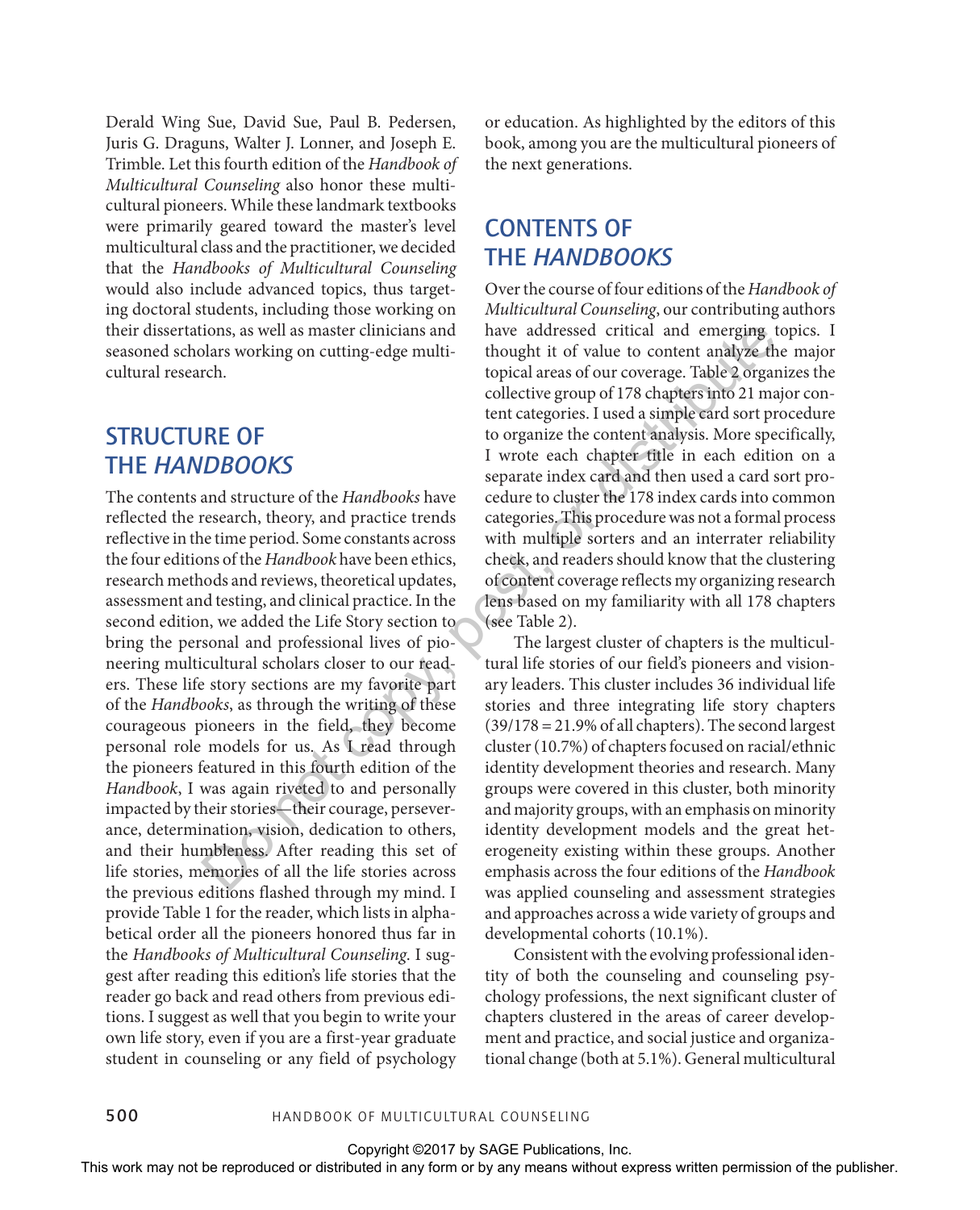Derald Wing Sue, David Sue, Paul B. Pedersen, Juris G. Draguns, Walter J. Lonner, and Joseph E. Trimble. Let this fourth edition of the *Handbook of Multicultural Counseling* also honor these multicultural pioneers. While these landmark textbooks were primarily geared toward the master's level multicultural class and the practitioner, we decided that the *Handbooks of Multicultural Counseling* would also include advanced topics, thus targeting doctoral students, including those working on their dissertations, as well as master clinicians and seasoned scholars working on cutting-edge multicultural research.

## STRUCTURE OF THE *HANDBOOKS*

The contents and structure of the *Handbooks* have reflected the research, theory, and practice trends reflective in the time period. Some constants across the four editions of the *Handbook* have been ethics, research methods and reviews, theoretical updates, assessment and testing, and clinical practice. In the second edition, we added the Life Story section to bring the personal and professional lives of pioneering multicultural scholars closer to our readers. These life story sections are my favorite part of the *Handbooks*, as through the writing of these courageous pioneers in the field, they become personal role models for us. As I read through the pioneers featured in this fourth edition of the *Handbook*, I was again riveted to and personally impacted by their stories—their courage, perseverance, determination, vision, dedication to others, and their humbleness. After reading this set of life stories, memories of all the life stories across the previous editions flashed through my mind. I provide Table 1 for the reader, which lists in alphabetical order all the pioneers honored thus far in the *Handbooks of Multicultural Counseling*. I suggest after reading this edition's life stories that the reader go back and read others from previous editions. I suggest as well that you begin to write your own life story, even if you are a first-year graduate student in counseling or any field of psychology or education. As highlighted by the editors of this book, among you are the multicultural pioneers of the next generations.

## CONTENTS OF THE *HANDBOOKS*

Over the course of four editions of the *Handbook of Multicultural Counseling*, our contributing authors have addressed critical and emerging topics. I thought it of value to content analyze the major topical areas of our coverage. Table 2 organizes the collective group of 178 chapters into 21 major content categories. I used a simple card sort procedure to organize the content analysis. More specifically, I wrote each chapter title in each edition on a separate index card and then used a card sort procedure to cluster the 178 index cards into common categories. This procedure was not a formal process with multiple sorters and an interrater reliability check, and readers should know that the clustering of content coverage reflects my organizing research lens based on my familiarity with all 178 chapters (see Table 2).

The largest cluster of chapters is the multicultural life stories of our field's pioneers and visionary leaders. This cluster includes 36 individual life stories and three integrating life story chapters (39/178 = 21.9% of all chapters). The second largest cluster (10.7%) of chapters focused on racial/ethnic identity development theories and research. Many groups were covered in this cluster, both minority and majority groups, with an emphasis on minority identity development models and the great heterogeneity existing within these groups. Another emphasis across the four editions of the *Handbook* was applied counseling and assessment strategies and approaches across a wide variety of groups and developmental cohorts (10.1%).

Consistent with the evolving professional identity of both the counseling and counseling psychology professions, the next significant cluster of chapters clustered in the areas of career development and practice, and social justice and organizational change (both at 5.1%). General multicultural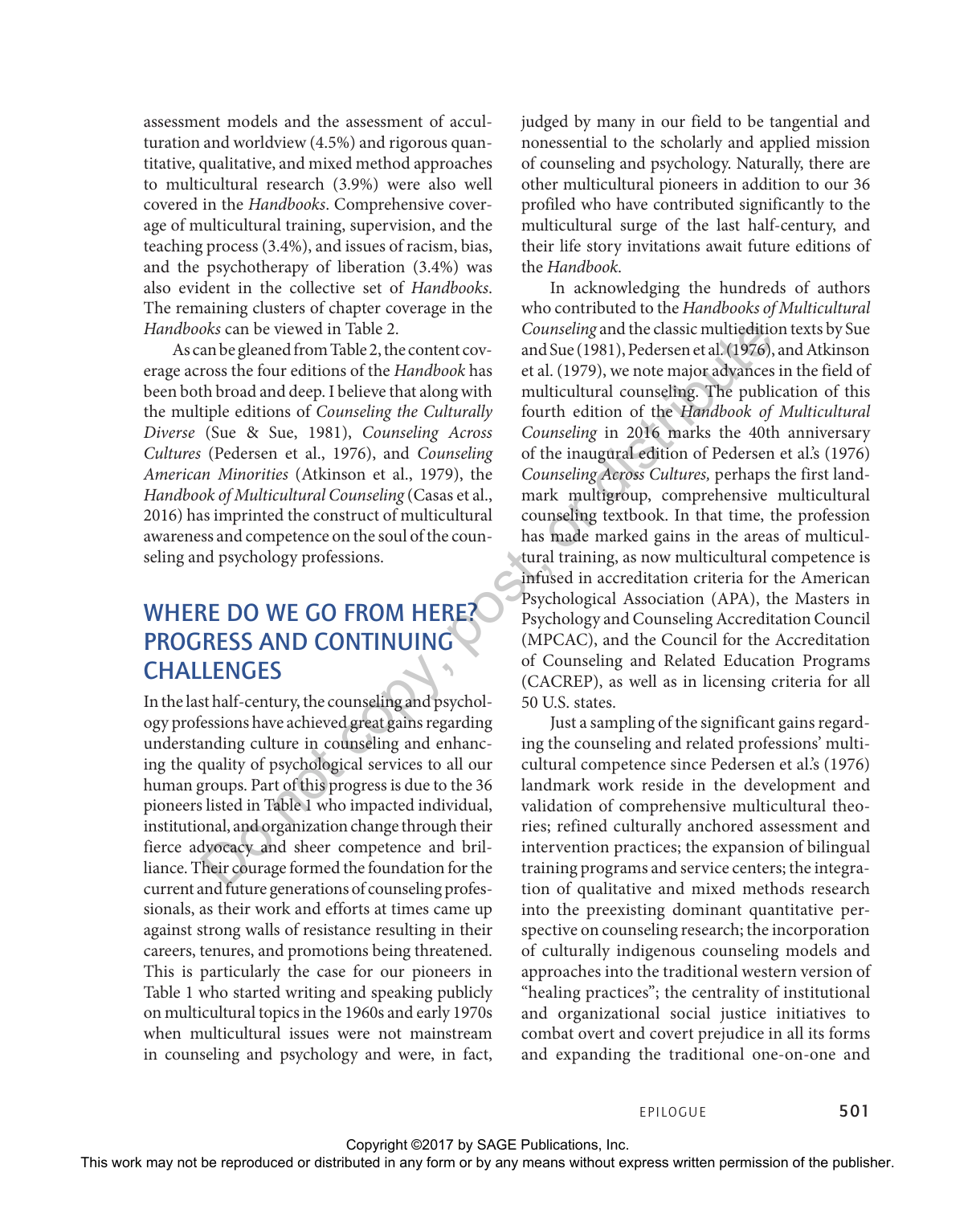assessment models and the assessment of acculturation and worldview (4.5%) and rigorous quantitative, qualitative, and mixed method approaches to multicultural research (3.9%) were also well covered in the *Handbooks*. Comprehensive coverage of multicultural training, supervision, and the teaching process (3.4%), and issues of racism, bias, and the psychotherapy of liberation (3.4%) was also evident in the collective set of *Handbooks*. The remaining clusters of chapter coverage in the *Handbooks* can be viewed in Table 2.

As can be gleaned from Table 2, the content coverage across the four editions of the *Handbook* has been both broad and deep. I believe that along with the multiple editions of *Counseling the Culturally Diverse* (Sue & Sue, 1981), *Counseling Across Cultures* (Pedersen et al., 1976), and *Counseling American Minorities* (Atkinson et al., 1979), the *Handbook of Multicultural Counseling* (Casas et al., 2016) has imprinted the construct of multicultural awareness and competence on the soul of the counseling and psychology professions.

## WHERE DO WE GO FROM HERE? PROGRESS AND CONTINUING CHALLENGES

In the last half-century, the counseling and psychology professions have achieved great gains regarding understanding culture in counseling and enhancing the quality of psychological services to all our human groups. Part of this progress is due to the 36 pioneers listed in Table 1 who impacted individual, institutional, and organization change through their fierce advocacy and sheer competence and brilliance. Their courage formed the foundation for the current and future generations of counseling professionals, as their work and efforts at times came up against strong walls of resistance resulting in their careers, tenures, and promotions being threatened. This is particularly the case for our pioneers in Table 1 who started writing and speaking publicly on multicultural topics in the 1960s and early 1970s when multicultural issues were not mainstream in counseling and psychology and were, in fact, judged by many in our field to be tangential and nonessential to the scholarly and applied mission of counseling and psychology. Naturally, there are other multicultural pioneers in addition to our 36 profiled who have contributed significantly to the multicultural surge of the last half-century, and their life story invitations await future editions of the *Handbook*.

In acknowledging the hundreds of authors who contributed to the *Handbooks of Multicultural Counseling* and the classic multiedition texts by Sue and Sue (1981), Pedersen et al. (1976), and Atkinson et al. (1979), we note major advances in the field of multicultural counseling. The publication of this fourth edition of the *Handbook of Multicultural Counseling* in 2016 marks the 40th anniversary of the inaugural edition of Pedersen et al.'s (1976) *Counseling Across Cultures,* perhaps the first landmark multigroup, comprehensive multicultural counseling textbook. In that time, the profession has made marked gains in the areas of multicultural training, as now multicultural competence is infused in accreditation criteria for the American Psychological Association (APA), the Masters in Psychology and Counseling Accreditation Council (MPCAC), and the Council for the Accreditation of Counseling and Related Education Programs (CACREP), as well as in licensing criteria for all 50 U.S. states.

Just a sampling of the significant gains regarding the counseling and related professions' multicultural competence since Pedersen et al.'s (1976) landmark work reside in the development and validation of comprehensive multicultural theories; refined culturally anchored assessment and intervention practices; the expansion of bilingual training programs and service centers; the integration of qualitative and mixed methods research into the preexisting dominant quantitative perspective on counseling research; the incorporation of culturally indigenous counseling models and approaches into the traditional western version of "healing practices"; the centrality of institutional and organizational social justice initiatives to combat overt and covert prejudice in all its forms and expanding the traditional one-on-one and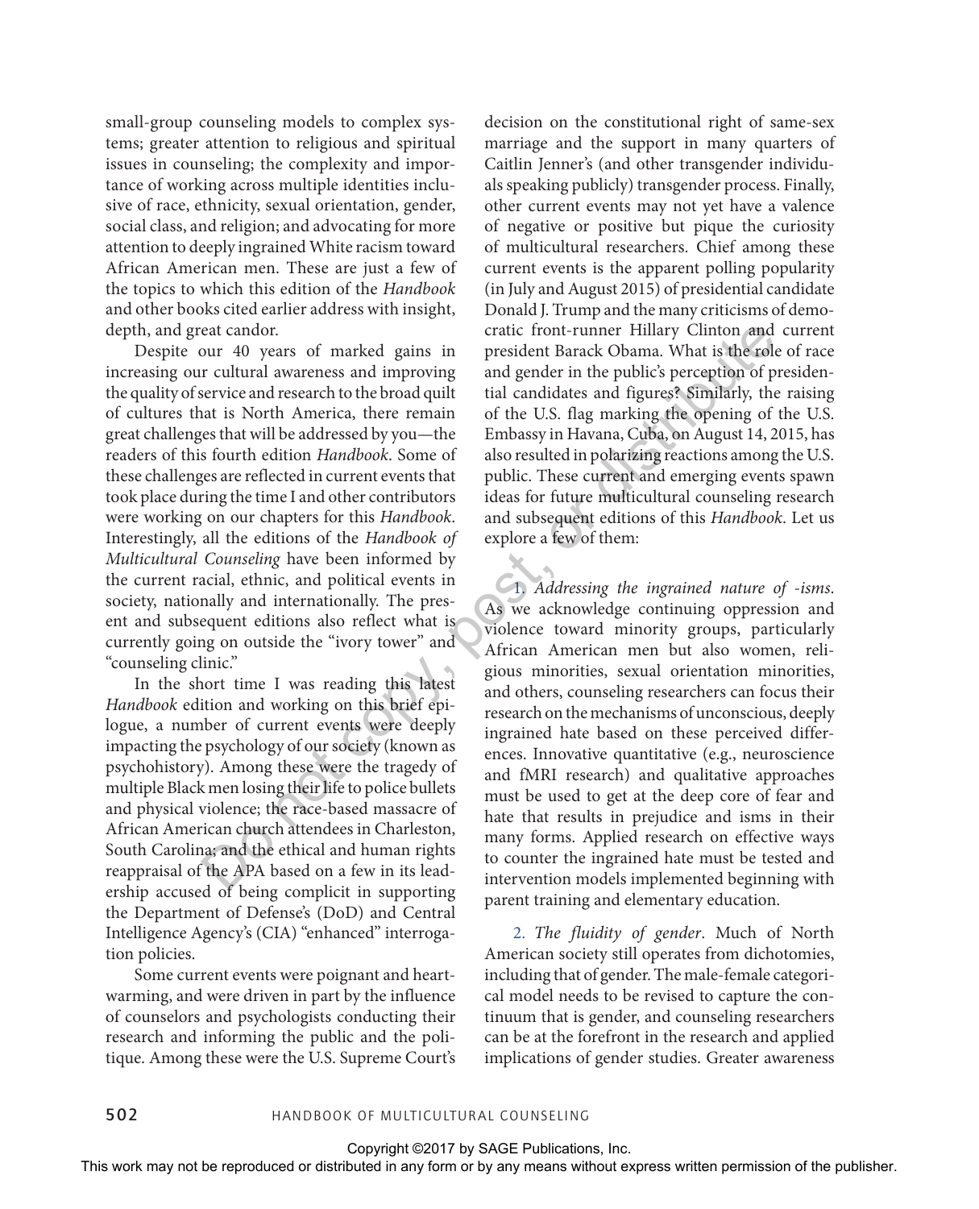small-group counseling models to complex systems; greater attention to religious and spiritual issues in counseling; the complexity and importance of working across multiple identities inclusive of race, ethnicity, sexual orientation, gender, social class, and religion; and advocating for more attention to deeply ingrained White racism toward African American men. These are just a few of the topics to which this edition of the *Handbook* and other books cited earlier address with insight, depth, and great candor.

Despite our 40 years of marked gains in increasing our cultural awareness and improving the quality of service and research to the broad quilt of cultures that is North America, there remain great challenges that will be addressed by you—the readers of this fourth edition *Handbook*. Some of these challenges are reflected in current events that took place during the time I and other contributors were working on our chapters for this *Handbook*. Interestingly, all the editions of the *Handbook of Multicultural Counseling* have been informed by the current racial, ethnic, and political events in society, nationally and internationally. The present and subsequent editions also reflect what is currently going on outside the "ivory tower" and "counseling clinic."

In the short time I was reading this latest *Handbook* edition and working on this brief epilogue, a number of current events were deeply impacting the psychology of our society (known as psychohistory). Among these were the tragedy of multiple Black men losing their life to police bullets and physical violence; the race-based massacre of African American church attendees in Charleston, South Carolina; and the ethical and human rights reappraisal of the APA based on a few in its leadership accused of being complicit in supporting the Department of Defense's (DoD) and Central Intelligence Agency's (CIA) "enhanced" interrogation policies.

Some current events were poignant and heartwarming, and were driven in part by the influence of counselors and psychologists conducting their research and informing the public and the politique. Among these were the U.S. Supreme Court's decision on the constitutional right of same-sex marriage and the support in many quarters of Caitlin Jenner's (and other transgender individuals speaking publicly) transgender process. Finally, other current events may not yet have a valence of negative or positive but pique the curiosity of multicultural researchers. Chief among these current events is the apparent polling popularity (in July and August 2015) of presidential candidate Donald J. Trump and the many criticisms of democratic front-runner Hillary Clinton and current president Barack Obama. What is the role of race and gender in the public's perception of presidential candidates and figures? Similarly, the raising of the U.S. flag marking the opening of the U.S. Embassy in Havana, Cuba, on August 14, 2015, has also resulted in polarizing reactions among the U.S. public. These current and emerging events spawn ideas for future multicultural counseling research and subsequent editions of this *Handbook*. Let us explore a few of them:

1. *Addressing the ingrained nature of -isms*. As we acknowledge continuing oppression and violence toward minority groups, particularly African American men but also women, religious minorities, sexual orientation minorities, and others, counseling researchers can focus their research on the mechanisms of unconscious, deeply ingrained hate based on these perceived differences. Innovative quantitative (e.g., neuroscience and fMRI research) and qualitative approaches must be used to get at the deep core of fear and hate that results in prejudice and isms in their many forms. Applied research on effective ways to counter the ingrained hate must be tested and intervention models implemented beginning with parent training and elementary education.

2. *The fluidity of gender*. Much of North American society still operates from dichotomies, including that of gender. The male-female categorical model needs to be revised to capture the continuum that is gender, and counseling researchers can be at the forefront in the research and applied implications of gender studies. Greater awareness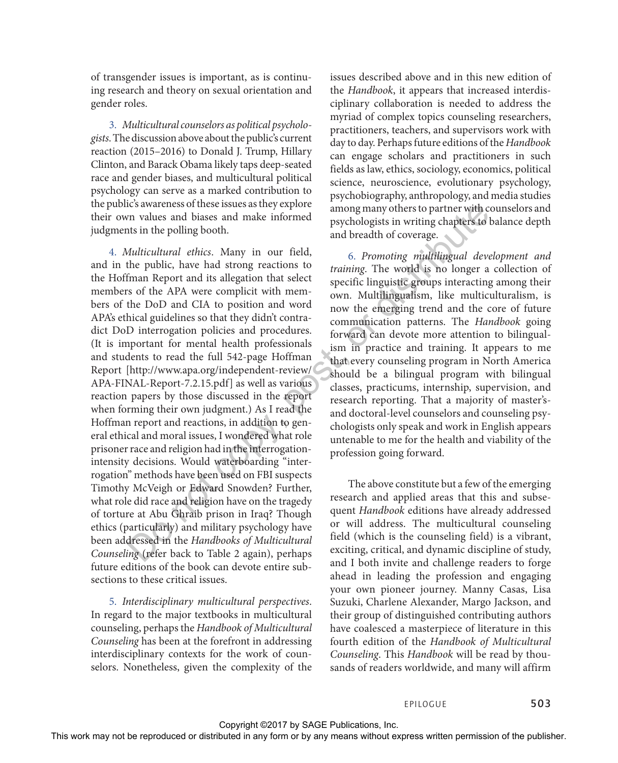of transgender issues is important, as is continuing research and theory on sexual orientation and gender roles.

3. *Multicultural counselors as political psychologists*. The discussion above about the public's current reaction (2015–2016) to Donald J. Trump, Hillary Clinton, and Barack Obama likely taps deep-seated race and gender biases, and multicultural political psychology can serve as a marked contribution to the public's awareness of these issues as they explore their own values and biases and make informed judgments in the polling booth.

4. *Multicultural ethics*. Many in our field, and in the public, have had strong reactions to the Hoffman Report and its allegation that select members of the APA were complicit with members of the DoD and CIA to position and word APA's ethical guidelines so that they didn't contradict DoD interrogation policies and procedures. (It is important for mental health professionals and students to read the full 542-page Hoffman Report [http://www.apa.org/independent-review/APA-FINAL-Report-7.2.15.pdf] as well as various reaction papers by those discussed in the report when forming their own judgment.) As I read the Hoffman report and reactions, in addition to general ethical and moral issues, I wondered what role prisoner race and religion had in the interrogation-intensity decisions. Would waterboarding "interrogation" methods have been used on FBI suspects Timothy McVeigh or Edward Snowden? Further, what role did race and religion have on the tragedy of torture at Abu Ghraib prison in Iraq? Though ethics (particularly) and military psychology have been addressed in the *Handbooks of Multicultural Counseling* (refer back to Table 2 again), perhaps future editions of the book can devote entire subsections to these critical issues.

5. *Interdisciplinary multicultural perspectives*. In regard to the major textbooks in multicultural counseling, perhaps the *Handbook of Multicultural Counseling* has been at the forefront in addressing interdisciplinary contexts for the work of counselors. Nonetheless, given the complexity of the issues described above and in this new edition of the *Handbook*, it appears that increased interdisciplinary collaboration is needed to address the myriad of complex topics counseling researchers, practitioners, teachers, and supervisors work with day to day. Perhaps future editions of the *Handbook* can engage scholars and practitioners in such fields as law, ethics, sociology, economics, political science, neuroscience, evolutionary psychology, psychobiography, anthropology, and media studies among many others to partner with counselors and psychologists in writing chapters to balance depth and breadth of coverage.

6. *Promoting multilingual development and training*. The world is no longer a collection of specific linguistic groups interacting among their own. Multilingualism, like multiculturalism, is now the emerging trend and the core of future communication patterns. The *Handbook* going forward can devote more attention to bilingualism in practice and training. It appears to me that every counseling program in North America should be a bilingual program with bilingual classes, practicums, internship, supervision, and research reporting. That a majority of master's- and doctoral-level counselors and counseling psychologists only speak and work in English appears untenable to me for the health and viability of the profession going forward.

The above constitute but a few of the emerging research and applied areas that this and subsequent *Handbook* editions have already addressed or will address. The multicultural counseling field (which is the counseling field) is a vibrant, exciting, critical, and dynamic discipline of study, and I both invite and challenge readers to forge ahead in leading the profession and engaging your own pioneer journey. Manny Casas, Lisa Suzuki, Charlene Alexander, Margo Jackson, and their group of distinguished contributing authors have coalesced a masterpiece of literature in this fourth edition of the *Handbook of Multicultural Counseling*. This *Handbook* will be read by thousands of readers worldwide, and many will affirm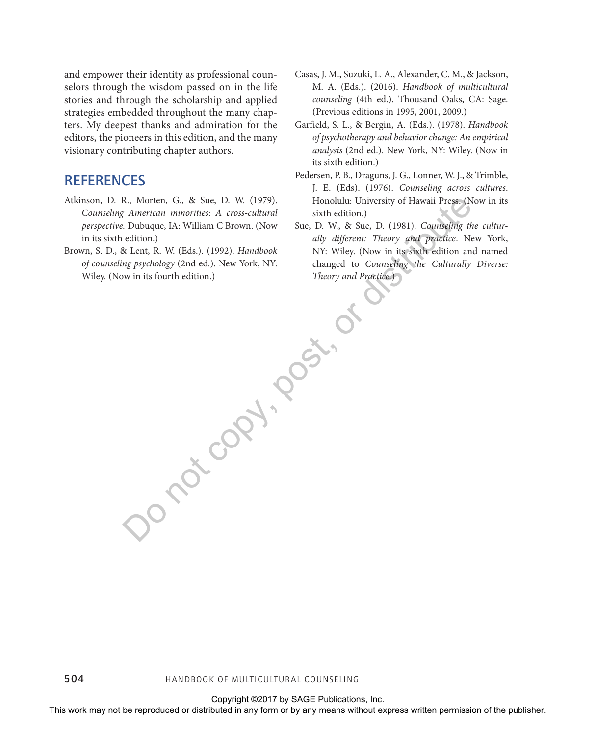and empower their identity as professional counselors through the wisdom passed on in the life stories and through the scholarship and applied strategies embedded throughout the many chapters. My deepest thanks and admiration for the editors, the pioneers in this edition, and the many visionary contributing chapter authors.

## REFERENCES

Atkinson, D. R., Morten, G., & Sue, D. W. (1979). *Counseling American minorities: A cross-cultural perspective.* Dubuque, IA: William C Brown. (Now in its sixth edition.)

Brown, S. D., & Lent, R. W. (Eds.). (1992). *Handbook of counseling psychology* (2nd ed.). New York, NY: Wiley. (Now in its fourth edition.)

Casas, J. M., Suzuki, L. A., Alexander, C. M., & Jackson, M. A. (Eds.). (2016). *Handbook of multicultural counseling* (4th ed.). Thousand Oaks, CA: Sage. (Previous editions in 1995, 2001, 2009.)

Garfield, S. L., & Bergin, A. (Eds.). (1978). *Handbook of psychotherapy and behavior change: An empirical analysis* (2nd ed.). New York, NY: Wiley. (Now in its sixth edition.)

Pedersen, P. B., Draguns, J. G., Lonner, W. J., & Trimble, J. E. (Eds). (1976). *Counseling across cultures*. Honolulu: University of Hawaii Press. (Now in its sixth edition.)

Sue, D. W., & Sue, D. (1981). *Counseling the culturally different: Theory and practice*. New York, NY: Wiley. (Now in its sixth edition and named changed to *Counseling the Culturally Diverse: Theory and Practice*.)